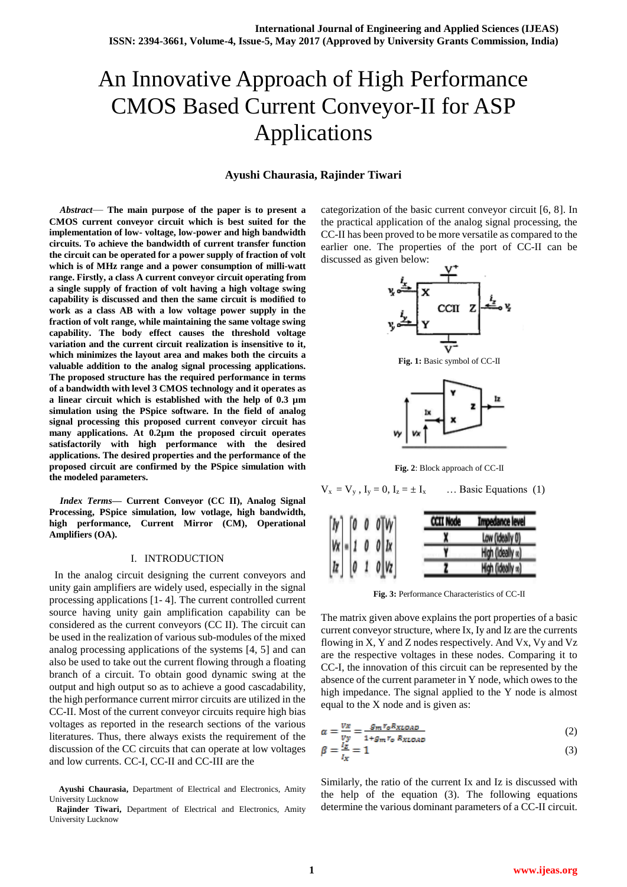# An Innovative Approach of High Performance CMOS Based Current Conveyor-II for ASP Applications

**Ayushi Chaurasia, Rajinder Tiwari**

***Abstract*— The main purpose of the paper is to present a CMOS current conveyor circuit which is best suited for the implementation of low- voltage, low-power and high bandwidth circuits. To achieve the bandwidth of current transfer function the circuit can be operated for a power supply of fraction of volt which is of MHz range and a power consumption of milli-watt range. Firstly, a class A current conveyor circuit operating from a single supply of fraction of volt having a high voltage swing capability is discussed and then the same circuit is modified to work as a class AB with a low voltage power supply in the fraction of volt range, while maintaining the same voltage swing capability. The body effect causes the threshold voltage variation and the current circuit realization is insensitive to it, which minimizes the layout area and makes both the circuits a valuable addition to the analog signal processing applications. The proposed structure has the required performance in terms of a bandwidth with level 3 CMOS technology and it operates as a linear circuit which is established with the help of 0.3 µm simulation using the PSpice software. In the field of analog signal processing this proposed current conveyor circuit has many applications. At 0.2µm the proposed circuit operates satisfactorily with high performance with the desired applications. The desired properties and the performance of the proposed circuit are confirmed by the PSpice simulation with the modeled parameters.**

***Index Terms*— Current Conveyor (CC II), Analog Signal Processing, PSpice simulation, low votlage, high bandwidth, high performance, Current Mirror (CM), Operational Amplifiers (OA).**

## I. INTRODUCTION

In the analog circuit designing the current conveyors and unity gain amplifiers are widely used, especially in the signal processing applications [1- 4]. The current controlled current source having unity gain amplification capability can be considered as the current conveyors (CC II). The circuit can be used in the realization of various sub-modules of the mixed analog processing applications of the systems [4, 5] and can also be used to take out the current flowing through a floating branch of a circuit. To obtain good dynamic swing at the output and high output so as to achieve a good cascadability, the high performance current mirror circuits are utilized in the CC-II. Most of the current conveyor circuits require high bias voltages as reported in the research sections of the various literatures. Thus, there always exists the requirement of the discussion of the CC circuits that can operate at low voltages and low currents. CC-I, CC-II and CC-III are the categorization of the basic current conveyor circuit [6, 8]. In the practical application of the analog signal processing, the CC-II has been proved to be more versatile as compared to the earlier one. The properties of the port of CC-II can be discussed as given below:

**Fig. 1:** Basic symbol of CC-II

**Fig. 2**: Block approach of CC-II

$V_x = V_y$ , $I_y = 0$, $I_z = \pm I_x$ … Basic Equations (1)

$$\begin{bmatrix} I_y \\ V_X \\ I_z \end{bmatrix} = \begin{bmatrix} 0 & 0 & 0 \\ 1 & 0 & 0 \\ 0 & 1 & 0 \end{bmatrix} \begin{bmatrix} V_y \\ I_X \\ V_z \end{bmatrix}$$

| CCII Node | Impedance level |
| --- | --- |
| X | Low (ideally 0) |
| Y | High (ideally ∞) |
| Z | High (ideally ∞) |

**Fig. 3:** Performance Characteristics of CC-II

The matrix given above explains the port properties of a basic current conveyor structure, where Ix, Iy and Iz are the currents flowing in X, Y and Z nodes respectively. And Vx, Vy and Vz are the respective voltages in these nodes. Comparing it to CC-I, the innovation of this circuit can be represented by the absence of the current parameter in Y node, which owes to the high impedance. The signal applied to the Y node is almost equal to the X node and is given as:

$$\alpha = \frac{V_X}{V_Y} = \frac{g_m r_o R_{XLOAD}}{1 + g_m r_o R_{XLOAD}} \quad (2)$$

$$\beta = \frac{I_Z}{I_X} = 1 \quad (3)$$

Similarly, the ratio of the current Ix and Iz is discussed with the help of the equation (3). The following equations determine the various dominant parameters of a CC-II circuit.

**Ayushi Chaurasia,** Department of Electrical and Electronics, Amity University Lucknow

**Rajinder Tiwari,** Department of Electrical and Electronics, Amity University Lucknow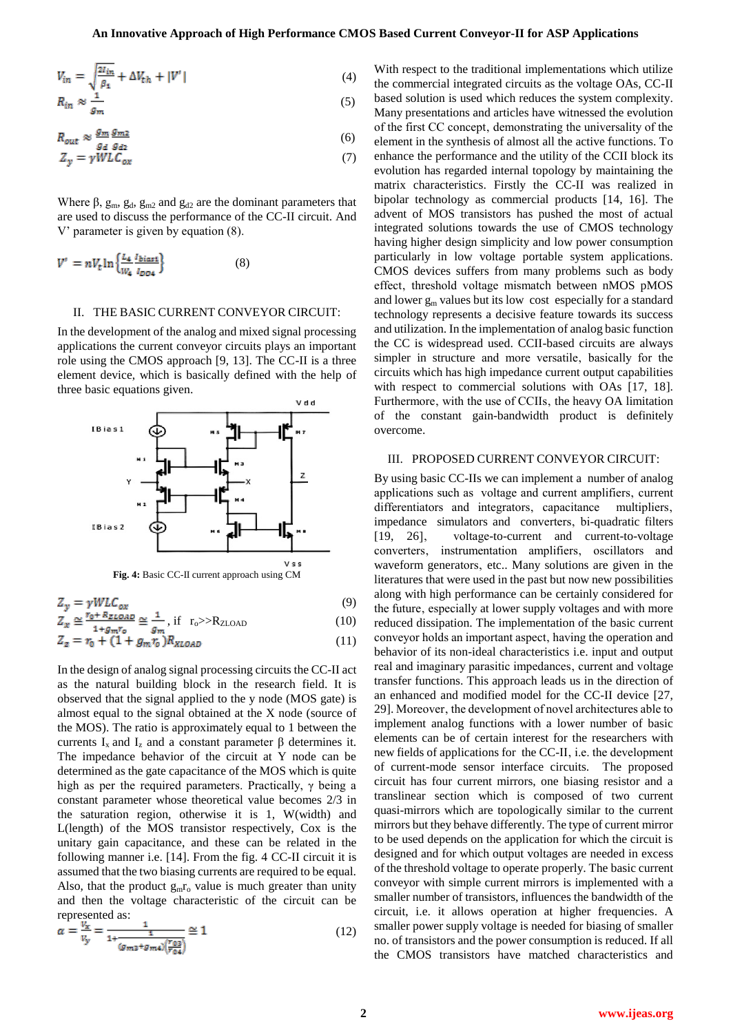$$V_{in} = \sqrt{\frac{2I_{in}}{\beta_1}} + \Delta V_{th} + |V'| \tag{4}$$

$$R_{in} \approx \frac{1}{g_m} \tag{5}$$

$$R_{out} \approx \frac{g_m\, g_{m2}}{g_d\, g_{d2}} \tag{6}$$

$$Z_y = \gamma WLC_{ox} \tag{7}$$

Where β, $g_m$, $g_d$, $g_{m2}$ and $g_{d2}$ are the dominant parameters that are used to discuss the performance of the CC-II circuit. And V' parameter is given by equation (8).

$$V' = nV_t \ln\left\{\frac{L_4}{W_4}\frac{I_{bias1}}{I_{DD4}}\right\} \tag{8}$$

## II. THE BASIC CURRENT CONVEYOR CIRCUIT:

In the development of the analog and mixed signal processing applications the current conveyor circuits plays an important role using the CMOS approach [9, 13]. The CC-II is a three element device, which is basically defined with the help of three basic equations given.

**Fig. 4:** Basic CC-II current approach using CM

$$Z_y = \gamma WLC_{ox} \tag{9}$$

$$Z_x \cong \frac{r_o + R_{ZLOAD}}{1 + g_m r_o} \cong \frac{1}{g_m}, \text{ if } r_o \gg R_{ZLOAD} \tag{10}$$

$$Z_z = r_0 + (1 + g_m r_o)R_{XLOAD} \tag{11}$$

In the design of analog signal processing circuits the CC-II act as the natural building block in the research field. It is observed that the signal applied to the y node (MOS gate) is almost equal to the signal obtained at the X node (source of the MOS). The ratio is approximately equal to 1 between the currents $I_x$ and $I_z$ and a constant parameter β determines it. The impedance behavior of the circuit at Y node can be determined as the gate capacitance of the MOS which is quite high as per the required parameters. Practically, γ being a constant parameter whose theoretical value becomes 2/3 in the saturation region, otherwise it is 1, W(width) and L(length) of the MOS transistor respectively, Cox is the unitary gain capacitance, and these can be related in the following manner i.e. [14]. From the fig. 4 CC-II circuit it is assumed that the two biasing currents are required to be equal. Also, that the product $g_m r_o$ value is much greater than unity and then the voltage characteristic of the circuit can be represented as:

$$\alpha = \frac{V_x}{V_y} = \frac{1}{1 + \frac{1}{(g_{m3} + g_{m4})\left(\frac{r_{03}}{r_{04}}\right)}} \cong 1 \tag{12}$$

With respect to the traditional implementations which utilize the commercial integrated circuits as the voltage OAs, CC-II based solution is used which reduces the system complexity. Many presentations and articles have witnessed the evolution of the first CC concept, demonstrating the universality of the element in the synthesis of almost all the active functions. To enhance the performance and the utility of the CCII block its evolution has regarded internal topology by maintaining the matrix characteristics. Firstly the CC-II was realized in bipolar technology as commercial products [14, 16]. The advent of MOS transistors has pushed the most of actual integrated solutions towards the use of CMOS technology having higher design simplicity and low power consumption particularly in low voltage portable system applications. CMOS devices suffers from many problems such as body effect, threshold voltage mismatch between nMOS pMOS and lower $g_m$ values but its low cost especially for a standard technology represents a decisive feature towards its success and utilization. In the implementation of analog basic function the CC is widespread used. CCII-based circuits are always simpler in structure and more versatile, basically for the circuits which has high impedance current output capabilities with respect to commercial solutions with OAs [17, 18]. Furthermore, with the use of CCIIs, the heavy OA limitation of the constant gain-bandwidth product is definitely overcome.

## III. PROPOSED CURRENT CONVEYOR CIRCUIT:

By using basic CC-IIs we can implement a number of analog applications such as voltage and current amplifiers, current differentiators and integrators, capacitance multipliers, impedance simulators and converters, bi-quadratic filters [19, 26], voltage-to-current and current-to-voltage converters, instrumentation amplifiers, oscillators and waveform generators, etc.. Many solutions are given in the literatures that were used in the past but now new possibilities along with high performance can be certainly considered for the future, especially at lower supply voltages and with more reduced dissipation. The implementation of the basic current conveyor holds an important aspect, having the operation and behavior of its non-ideal characteristics i.e. input and output real and imaginary parasitic impedances, current and voltage transfer functions. This approach leads us in the direction of an enhanced and modified model for the CC-II device [27, 29]. Moreover, the development of novel architectures able to implement analog functions with a lower number of basic elements can be of certain interest for the researchers with new fields of applications for the CC-II, i.e. the development of current-mode sensor interface circuits. The proposed circuit has four current mirrors, one biasing resistor and a translinear section which is composed of two current quasi-mirrors which are topologically similar to the current mirrors but they behave differently. The type of current mirror to be used depends on the application for which the circuit is designed and for which output voltages are needed in excess of the threshold voltage to operate properly. The basic current conveyor with simple current mirrors is implemented with a smaller number of transistors, influences the bandwidth of the circuit, i.e. it allows operation at higher frequencies. A smaller power supply voltage is needed for biasing of smaller no. of transistors and the power consumption is reduced. If all the CMOS transistors have matched characteristics and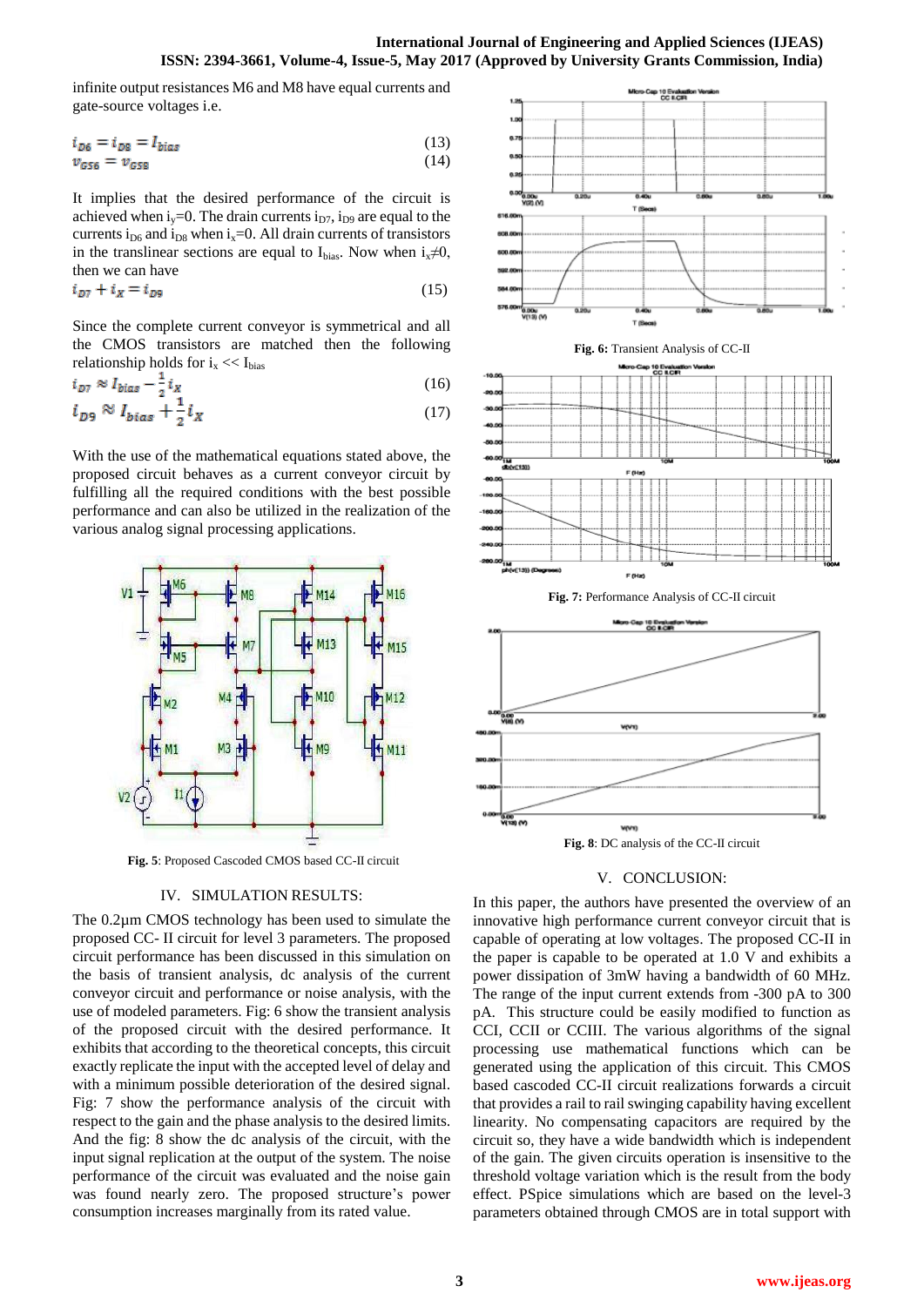infinite output resistances M6 and M8 have equal currents and gate-source voltages i.e.

$$i_{D6} = i_{D8} = I_{bias} \tag{13}$$
$$v_{GS6} = v_{GS8} \tag{14}$$

It implies that the desired performance of the circuit is achieved when $i_y$=0. The drain currents $i_{D7}$, $i_{D9}$ are equal to the currents $i_{D6}$ and $i_{D8}$ when $i_x$=0. All drain currents of transistors in the translinear sections are equal to $I_{bias}$. Now when $i_x \neq 0$, then we can have

$$i_{D7} + i_X = i_{D9} \tag{15}$$

Since the complete current conveyor is symmetrical and all the CMOS transistors are matched then the following relationship holds for $i_x << I_{bias}$

$$i_{D7} \approx I_{bias} - \frac{1}{2} i_X \tag{16}$$
$$i_{D9} \approx I_{bias} + \frac{1}{2} i_X \tag{17}$$

With the use of the mathematical equations stated above, the proposed circuit behaves as a current conveyor circuit by fulfilling all the required conditions with the best possible performance and can also be utilized in the realization of the various analog signal processing applications.

**Fig. 5**: Proposed Cascoded CMOS based CC-II circuit

## IV. SIMULATION RESULTS:

The 0.2µm CMOS technology has been used to simulate the proposed CC- II circuit for level 3 parameters. The proposed circuit performance has been discussed in this simulation on the basis of transient analysis, dc analysis of the current conveyor circuit and performance or noise analysis, with the use of modeled parameters. Fig: 6 show the transient analysis of the proposed circuit with the desired performance. It exhibits that according to the theoretical concepts, this circuit exactly replicate the input with the accepted level of delay and with a minimum possible deterioration of the desired signal. Fig: 7 show the performance analysis of the circuit with respect to the gain and the phase analysis to the desired limits. And the fig: 8 show the dc analysis of the circuit, with the input signal replication at the output of the system. The noise performance of the circuit was evaluated and the noise gain was found nearly zero. The proposed structure's power consumption increases marginally from its rated value.

**Fig. 6:** Transient Analysis of CC-II

**Fig. 7:** Performance Analysis of CC-II circuit

**Fig. 8**: DC analysis of the CC-II circuit

## V. CONCLUSION:

In this paper, the authors have presented the overview of an innovative high performance current conveyor circuit that is capable of operating at low voltages. The proposed CC-II in the paper is capable to be operated at 1.0 V and exhibits a power dissipation of 3mW having a bandwidth of 60 MHz. The range of the input current extends from -300 pA to 300 pA. This structure could be easily modified to function as CCI, CCII or CCIII. The various algorithms of the signal processing use mathematical functions which can be generated using the application of this circuit. This CMOS based cascoded CC-II circuit realizations forwards a circuit that provides a rail to rail swinging capability having excellent linearity. No compensating capacitors are required by the circuit so, they have a wide bandwidth which is independent of the gain. The given circuits operation is insensitive to the threshold voltage variation which is the result from the body effect. PSpice simulations which are based on the level-3 parameters obtained through CMOS are in total support with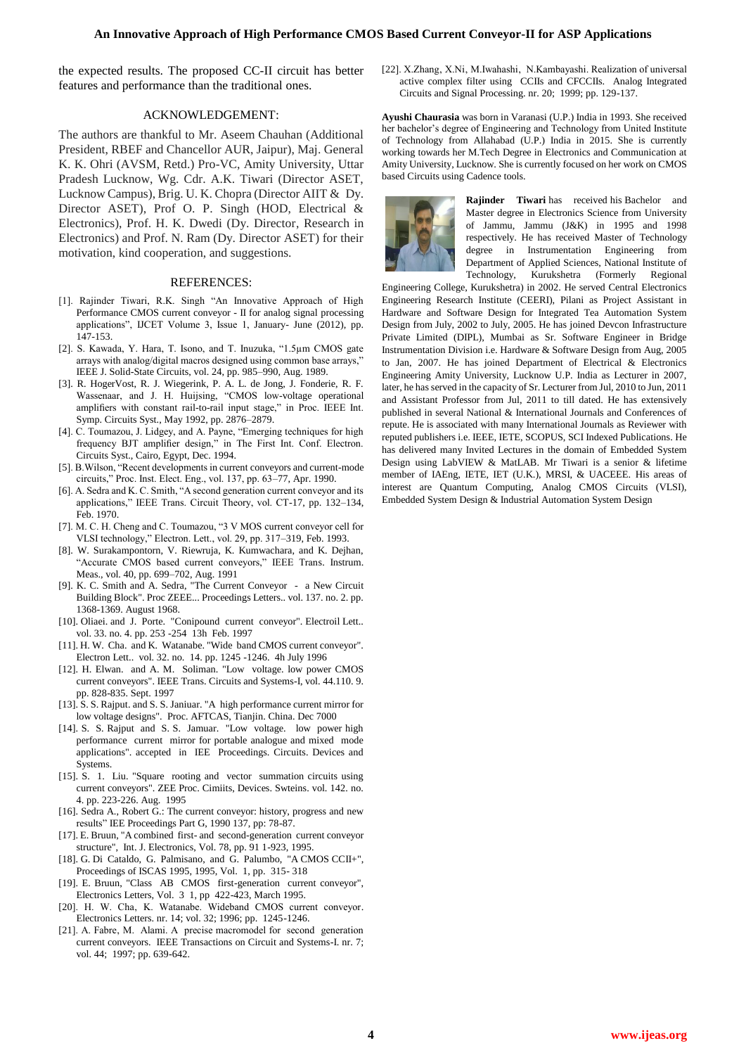the expected results. The proposed CC-II circuit has better features and performance than the traditional ones.

## ACKNOWLEDGEMENT:

The authors are thankful to Mr. Aseem Chauhan (Additional President, RBEF and Chancellor AUR, Jaipur), Maj. General K. K. Ohri (AVSM, Retd.) Pro-VC, Amity University, Uttar Pradesh Lucknow, Wg. Cdr. A.K. Tiwari (Director ASET, Lucknow Campus), Brig. U. K. Chopra (Director AIIT & Dy. Director ASET), Prof O. P. Singh (HOD, Electrical & Electronics), Prof. H. K. Dwedi (Dy. Director, Research in Electronics) and Prof. N. Ram (Dy. Director ASET) for their motivation, kind cooperation, and suggestions.

## REFERENCES:

[1]. Rajinder Tiwari, R.K. Singh "An Innovative Approach of High Performance CMOS current conveyor - II for analog signal processing applications", IJCET Volume 3, Issue 1, January- June (2012), pp. 147-153.

[2]. S. Kawada, Y. Hara, T. Isono, and T. Inuzuka, "1.5μm CMOS gate arrays with analog/digital macros designed using common base arrays," IEEE J. Solid-State Circuits, vol. 24, pp. 985–990, Aug. 1989.

[3]. R. HogerVost, R. J. Wiegerink, P. A. L. de Jong, J. Fonderie, R. F. Wassenaar, and J. H. Huijsing, "CMOS low-voltage operational amplifiers with constant rail-to-rail input stage," in Proc. IEEE Int. Symp. Circuits Syst., May 1992, pp. 2876–2879.

[4]. C. Toumazou, J. Lidgey, and A. Payne, "Emerging techniques for high frequency BJT amplifier design," in The First Int. Conf. Electron. Circuits Syst., Cairo, Egypt, Dec. 1994.

[5]. B.Wilson, "Recent developments in current conveyors and current-mode circuits," Proc. Inst. Elect. Eng., vol. 137, pp. 63–77, Apr. 1990.

[6]. A. Sedra and K. C. Smith, "A second generation current conveyor and its applications," IEEE Trans. Circuit Theory, vol. CT-17, pp. 132–134, Feb. 1970.

[7]. M. C. H. Cheng and C. Toumazou, "3 V MOS current conveyor cell for VLSI technology," Electron. Lett., vol. 29, pp. 317–319, Feb. 1993.

[8]. W. Surakampontorn, V. Riewruja, K. Kumwachara, and K. Dejhan, "Accurate CMOS based current conveyors," IEEE Trans. Instrum. Meas., vol. 40, pp. 699–702, Aug. 1991

[9]. K. C. Smith and A. Sedra, "The Current Conveyor - a New Circuit Building Block". Proc ZEEE... Proceedings Letters.. vol. 137. no. 2. pp. 1368-1369. August 1968.

[10]. Oliaei. and J. Porte. "Conipound current conveyor". Electroil Lett.. vol. 33. no. 4. pp. 253 -254 13h Feb. 1997

[11]. H. W. Cha. and K. Watanabe. "Wide band CMOS current conveyor". Electron Lett.. vol. 32. no. 14. pp. 1245 -1246. 4h July 1996

[12]. H. Elwan. and A. M. Soliman. "Low voltage. low power CMOS current conveyors". IEEE Trans. Circuits and Systems-I, vol. 44.110. 9. pp. 828-835. Sept. 1997

[13]. S. S. Rajput. and S. S. Janiuar. "A high performance current mirror for low voltage designs". Proc. AFTCAS, Tianjin. China. Dec 7000

[14]. S. S. Rajput and S. S. Jamuar. "Low voltage. low power high performance current mirror for portable analogue and mixed mode applications". accepted in IEE Proceedings. Circuits. Devices and Systems.

[15]. S. 1. Liu. "Square rooting and vector summation circuits using current conveyors". ZEE Proc. Cimiits, Devices. Swteins. vol. 142. no. 4. pp. 223-226. Aug. 1995

[16]. Sedra A., Robert G.: The current conveyor: history, progress and new results" IEE Proceedings Part G, 1990 137, pp: 78-87.

[17]. E. Bruun, "A combined first- and second-generation current conveyor structure", Int. J. Electronics, Vol. 78, pp. 91 1-923, 1995.

[18]. G. Di Cataldo, G. Palmisano, and G. Palumbo, "A CMOS CCII+", Proceedings of ISCAS 1995, 1995, Vol. 1, pp. 315- 318

[19]. E. Bruun, "Class AB CMOS first-generation current conveyor", Electronics Letters, Vol. 3 1, pp 422-423, March 1995.

[20]. H. W. Cha, K. Watanabe. Wideband CMOS current conveyor. Electronics Letters. nr. 14; vol. 32; 1996; pp. 1245-1246.

[21]. A. Fabre, M. Alami. A precise macromodel for second generation current conveyors. IEEE Transactions on Circuit and Systems-I. nr. 7; vol. 44; 1997; pp. 639-642.

[22]. X.Zhang, X.Ni, M.Iwahashi, N.Kambayashi. Realization of universal active complex filter using CCIIs and CFCCIIs. Analog Integrated Circuits and Signal Processing. nr. 20; 1999; pp. 129-137.

**Ayushi Chaurasia** was born in Varanasi (U.P.) India in 1993. She received her bachelor's degree of Engineering and Technology from United Institute of Technology from Allahabad (U.P.) India in 2015. She is currently working towards her M.Tech Degree in Electronics and Communication at Amity University, Lucknow. She is currently focused on her work on CMOS based Circuits using Cadence tools.

**Rajinder Tiwari** has received his Bachelor and Master degree in Electronics Science from University of Jammu, Jammu (J&K) in 1995 and 1998 respectively. He has received Master of Technology degree in Instrumentation Engineering from Department of Applied Sciences, National Institute of Technology, Kurukshetra (Formerly Regional Engineering College, Kurukshetra) in 2002. He served Central Electronics Engineering Research Institute (CEERI), Pilani as Project Assistant in Hardware and Software Design for Integrated Tea Automation System Design from July, 2002 to July, 2005. He has joined Devcon Infrastructure Private Limited (DIPL), Mumbai as Sr. Software Engineer in Bridge Instrumentation Division i.e. Hardware & Software Design from Aug, 2005 to Jan, 2007. He has joined Department of Electrical & Electronics Engineering Amity University, Lucknow U.P. India as Lecturer in 2007, later, he has served in the capacity of Sr. Lecturer from Jul, 2010 to Jun, 2011 and Assistant Professor from Jul, 2011 to till dated. He has extensively published in several National & International Journals and Conferences of repute. He is associated with many International Journals as Reviewer with reputed publishers i.e. IEEE, IETE, SCOPUS, SCI Indexed Publications. He has delivered many Invited Lectures in the domain of Embedded System Design using LabVIEW & MatLAB. Mr Tiwari is a senior & lifetime member of IAEng, IETE, IET (U.K.), MRSI, & UACEEE. His areas of interest are Quantum Computing, Analog CMOS Circuits (VLSI), Embedded System Design & Industrial Automation System Design